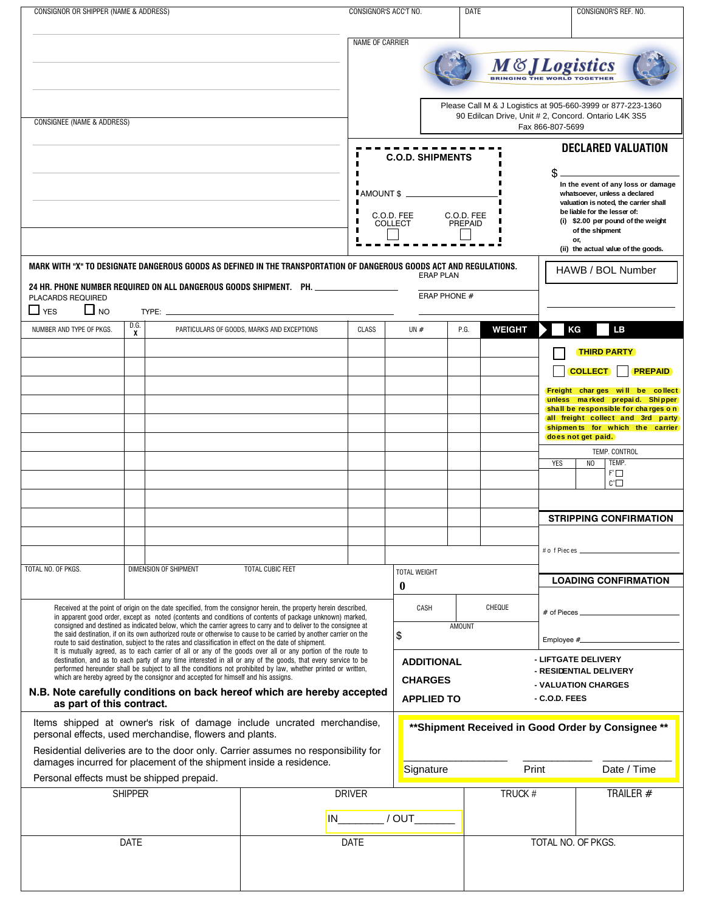CONSIGNOR OR SHIPPER (NAME & ADDRESS)

CONSIGNOR'S ACC'T NO.

DATE

CONSIGNOR'S REF. NO.

NAME OF CARRIER

**M & J Logistics**
BRINGING THE WORLD TOGETHER

Please Call M & J Logistics at 905-660-3999 or 877-223-1360
90 Edilcan Drive, Unit # 2, Concord. Ontario L4K 3S5
Fax 866-807-5699

CONSIGNEE (NAME & ADDRESS)

**C.O.D. SHIPMENTS**

AMOUNT $ ____________

C.O.D. FEE COLLECT ☐

C.O.D. FEE PREPAID ☐

**DECLARED VALUATION**

$ ____________

In the event of any loss or damage whatsoever, unless a declared valuation is noted, the carrier shall be liable for the lesser of:
(i) $2.00 per pound of the weight of the shipment
or,
(ii) the actual value of the goods.

MARK WITH "X" TO DESIGNATE DANGEROUS GOODS AS DEFINED IN THE TRANSPORTATION OF DANGEROUS GOODS ACT AND REGULATIONS.

ERAP PLAN

24 HR. PHONE NUMBER REQUIRED ON ALL DANGEROUS GOODS SHIPMENT. PH. ____________

ERAP PHONE #

PLACARDS REQUIRED

☐ YES ☐ NO TYPE: ____________

HAWB / BOL Number

| NUMBER AND TYPE OF PKGS. | D.G. X | PARTICULARS OF GOODS, MARKS AND EXCEPTIONS | CLASS | UN # | P.G. | WEIGHT | ☐ KG ☐ LB |
|---|---|---|---|---|---|---|---|
| | | | | | | | |
| | | | | | | | |
| | | | | | | | |
| | | | | | | | |
| | | | | | | | |
| | | | | | | | |
| | | | | | | | |
| | | | | | | | |
| | | | | | | | |
| | | | | | | | |
| | | | | | | | |
| | | | | | | | |

☐ **THIRD PARTY**

☐ **COLLECT** ☐ **PREPAID**

**Freight charges will be collect unless marked prepaid. Shipper shall be responsible for charges on all freight collect and 3rd party shipments for which the carrier does not get paid.**

TEMP. CONTROL

| YES | NO | TEMP. |
|---|---|---|
| | | F° ☐ C° ☐ |

**STRIPPING CONFIRMATION**

# of Pieces ____________

| TOTAL NO. OF PKGS. | DIMENSION OF SHIPMENT | TOTAL CUBIC FEET | TOTAL WEIGHT |
|---|---|---|---|
| | | | 0 |

**LOADING CONFIRMATION**

# of Pieces ____________

Employee # ____________

Received at the point of origin on the date specified, from the consignor herein, the property herein described, in apparent good order, except as noted (contents and conditions of contents of package unknown) marked, consigned and destined as indicated below, which the carrier agrees to carry and to deliver to the consignee at the said destination, if on its own authorized route or otherwise to cause to be carried by another carrier on the route to said destination, subject to the rates and classification in effect on the date of shipment.
It is mutually agreed, as to each carrier of all or any of the goods over all or any portion of the route to destination, and as to each party of any time interested in all or any of the goods, that every service to be performed hereunder shall be subject to all the conditions not prohibited by law, whether printed or written, which are hereby agreed by the consignor and accepted for himself and his assigns.

**N.B. Note carefully conditions on back hereof which are hereby accepted as part of this contract.**

| CASH | CHEQUE |
|---|---|
| AMOUNT | |
| $ | |

**ADDITIONAL CHARGES APPLIED TO**

- LIFTGATE DELIVERY
- RESIDENTIAL DELIVERY
- VALUATION CHARGES
- C.O.D. FEES

Items shipped at owner's risk of damage include uncrated merchandise, personal effects, used merchandise, flowers and plants.

Residential deliveries are to the door only. Carrier assumes no responsibility for damages incurred for placement of the shipment inside a residence.

Personal effects must be shipped prepaid.

**\*\*Shipment Received in Good Order by Consignee \*\***

Signature ____________ Print ____________ Date / Time ____________

| SHIPPER | DRIVER | TRUCK # | TRAILER # |
|---|---|---|---|
| | IN_______ / OUT_______ | | |
| DATE | DATE | TOTAL NO. OF PKGS. | |
| | | | |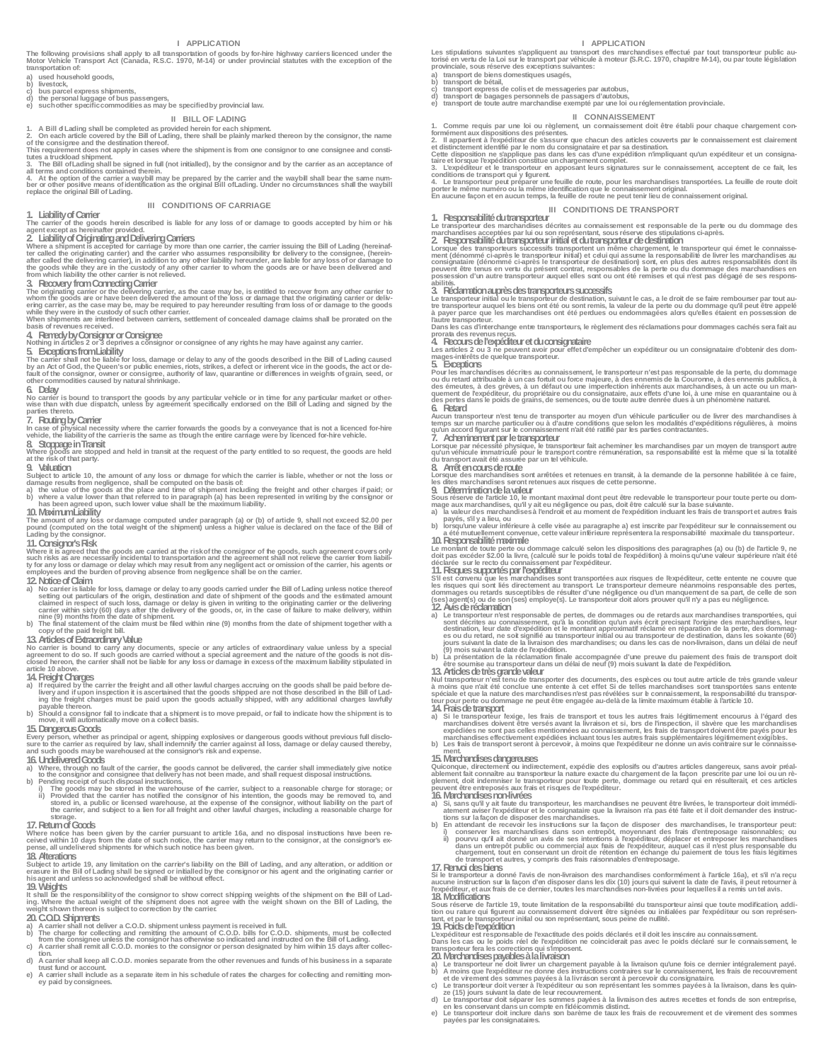## I APPLICATION

The following provisions shall apply to all transportation of goods by for-hire highway carriers licenced under the Motor Vehicle Transport Act (Canada, R.S.C. 1970, M-14) or under provincial statutes with the exception of the transportation of:

a) used household goods,
b) livestock,
c) bus parcel express shipments,
d) the personal luggage of bus passengers,
e) such other specific commodities as may be specified by provincial law.

## II BILL OF LADING

1. A Bill of Lading shall be completed as provided herein for each shipment.
2. On each article covered by the Bill of Lading, there shall be plainly marked thereon by the consignor, the name of the consignee and the destination thereof.
This requirement does not apply in cases where the shipment is from one consignor to one consignee and constitutes a truckload shipment.
3. The Bill of Lading shall be signed in full (not initialled), by the consignor and by the carrier as an acceptance of all terms and conditions contained therein.
4. At the option of the carrier a waybill may be prepared by the carrier and the waybill shall bear the same number or other positive means of identification as the original Bill of Lading. Under no circumstances shall the waybill replace the original Bill of Lading.

## III CONDITIONS OF CARRIAGE

### 1. Liability of Carrier
The carrier of the goods herein described is liable for any loss of or damage to goods accepted by him or his agent except as hereinafter provided.

### 2. Liability of Originating and Delivering Carriers
Where a shipment is accepted for carriage by more than one carrier, the carrier issuing the Bill of Lading (hereinafter called the originating carrier) and the carrier who assumes responsibility for delivery to the consignee, (hereinafter called the delivering carrier), in addition to any other liability hereunder, are liable for any loss of or damage to the goods while they are in the custody of any other carrier to whom the goods are or have been delivered and from which liability the other carrier is not relieved.

### 3. Recovery from Connecting Carrier
The originating carrier or the delivering carrier, as the case may be, is entitled to recover from any other carrier to whom the goods are or have been delivered the amount of the loss or damage that the originating carrier or delivering carrier, as the case may be, may be required to pay hereunder resulting from loss of or damage to the goods while they were in the custody of such other carrier.
When shipments are interlined between carriers, settlement of concealed damage claims shall be prorated on the basis of revenues received.

### 4. Remedy by Consignor or Consignee
Nothing in articles 2 or 3 deprives a consignor or consignee of any rights he may have against any carrier.

### 5. Exceptions from Liability
The carrier shall not be liable for loss, damage or delay to any of the goods described in the Bill of Lading caused by an Act of God, the Queen's or public enemies, riots, strikes, a defect or inherent vice in the goods, the act or default of the consignor, owner or consignee, authority of law, quarantine or differences in weights of grain, seed, or other commodities caused by natural shrinkage.

### 6. Delay
No carrier is bound to transport the goods by any particular vehicle or in time for any particular market or otherwise than with due dispatch, unless by agreement specifically endorsed on the Bill of Lading and signed by the parties thereto.

### 7. Routing by Carrier
In case of physical necessity where the carrier forwards the goods by a conveyance that is not a licenced for-hire vehicle, the liability of the carrier is the same as though the entire carriage were by licenced for-hire vehicle.

### 8. Stoppage in Transit
Where goods are stopped and held in transit at the request of the party entitled to so request, the goods are held at the risk of that party.

### 9. Valuation
Subject to article 10, the amount of any loss or damage for which the carrier is liable, whether or not the loss or damage results from negligence, shall be computed on the basis of:
a) the value of the goods at the place and time of shipment including the freight and other charges if paid; or
b) where a value lower than that referred to in paragraph (a) has been represented in writing by the consignor or has been agreed upon, such lower value shall be the maximum liability.

### 10. Maximum Liability
The amount of any loss or damage computed under paragraph (a) or (b) of article 9, shall not exceed $2.00 per pound (computed on the total weight of the shipment) unless a higher value is declared on the face of the Bill of Lading by the consignor.

### 11. Consignor's Risk
Where it is agreed that the goods are carried at the risk of the consignor of the goods, such agreement covers only such risks as are necessarily incidental to transportation and the agreement shall not relieve the carrier from liability for any loss or damage or delay which may result from any negligent act or omission of the carrier, his agents or employees and the burden of proving absence from negligence shall be on the carrier.

### 12. Notice of Claim
a) No carrier is liable for loss, damage or delay to any goods carried under the Bill of Lading unless notice thereof setting out particulars of the origin, destination and date of shipment of the goods and the estimated amount claimed in respect of such loss, damage or delay is given in writing to the originating carrier or the delivering carrier within sixty (60) days after the delivery of the goods, or, in the case of failure to make delivery, within nine (9) months from the date of shipment.
b) The final statement of the claim must be filed within nine (9) months from the date of shipment together with a copy of the paid freight bill.

### 13. Articles of Extraordinary Value
No carrier is bound to carry any documents, specie or any articles of extraordinary value unless by a special agreement to do so. If such goods are carried without a special agreement and the nature of the goods is not disclosed hereon, the carrier shall not be liable for any loss or damage in excess of the maximum liability stipulated in article 10 above.

### 14. Freight Charges
a) If required by the carrier the freight and all other lawful charges accruing on the goods shall be paid before delivery and if upon inspection it is ascertained that the goods shipped are not those described in the Bill of Lading the freight charges must be paid upon the goods actually shipped, with any additional charges lawfully payable thereon.
b) Should a consignor fail to indicate that a shipment is to move prepaid, or fail to indicate how the shipment is to move, it will automatically move on a collect basis.

### 15. Dangerous Goods
Every person, whether as principal or agent, shipping explosives or dangerous goods without previous full disclosure to the carrier as required by law, shall indemnify the carrier against all loss, damage or delay caused thereby, and such goods may be warehoused at the consignor's risk and expense.

### 16. Undelivered Goods
a) Where, through no fault of the carrier, the goods cannot be delivered, the carrier shall immediately give notice to the consignor and consignee that delivery has not been made, and shall request disposal instructions.
b) Pending receipt of such disposal instructions,
   i) The goods may be stored in the warehouse of the carrier, subject to a reasonable charge for storage; or
   ii) Provided that the carrier has notified the consignor of his intention, the goods may be removed to, and stored in, a public or licensed warehouse, at the expense of the consignor, without liability on the part of the carrier, and subject to a lien for all freight and other lawful charges, including a reasonable charge for storage.

### 17. Return of Goods
Where notice has been given by the carrier pursuant to article 16a, and no disposal instructions have been received within 10 days from the date of such notice, the carrier may return to the consignor, at the consignor's expense, all undelivered shipments for which such notice has been given.

### 18. Alterations
Subject to article 19, any limitation on the carrier's liability on the Bill of Lading, and any alteration, or addition or erasure in the Bill of Lading shall be signed or initialled by the consignor or his agent and the originating carrier or his agent and unless so acknowledged shall be without effect.

### 19. Weights
It shall be the responsibility of the consignor to show correct shipping weights of the shipment on the Bill of Lading. Where the actual weight of the shipment does not agree with the weight shown on the Bill of Lading, the weight shown thereon is subject to correction by the carrier.

### 20. C.O.D. Shipments
a) A carrier shall not deliver a C.O.D. shipment unless payment is received in full.
b) The charge for collecting and remitting the amount of C.O.D. bills for C.O.D. shipments, must be collected from the consignee unless the consignor has otherwise so indicated and instructed on the Bill of Lading.
c) A carrier shall remit all C.O.D. monies to the consignor or person designated by him within 15 days after collection.
d) A carrier shall keep all C.O.D. monies separate from the other revenues and funds of his business in a separate trust fund or account.
e) A carrier shall include as a separate item in his schedule of rates the charges for collecting and remitting money paid by consignees.

## I APPLICATION

Les stipulations suivantes s'appliquent au transport des marchandises effectué par tout transporteur public autorisé en vertu de la Loi sur le transport par véhicule à moteur (S.R.C. 1970, chapitre M-14), ou par toute législation provinciale, sous réserve des exceptions suivantes:

a) transport de biens domestiques usagés,
b) transport de bétail,
c) transport express de colis et de messageries par autobus,
d) transport de bagages personnels de passagers d'autobus,
e) transport de toute autre marchandise exempté par une loi ou réglementation provinciale.

## II CONNAISSEMENT

1. Comme requis par une loi ou règlement, un connaissement doit être établi pour chaque chargement conformément aux dispositions des présentes.
2. Il appartient à l'expéditeur de s'assurer que chacun des articles couverts par le connaissement est clairement et distinctement identifié par le nom du consignataire et par sa destination.
Cette disposition ne s'applique pas dans les cas d'une expédition n'impliquant qu'un expéditeur et un consignataire et lorsque l'expédition constitue un chargement complet.
3. L'expéditeur et le transporteur en apposant leurs signatures sur le connaissement, acceptent de ce fait, les conditions de transport qui y figurent.
4. Le transporteur peut préparer une feuille de route, pour les marchandises transportées. La feuille de route doit porter le même numéro ou la même identification que le connaissement original.
En aucune façon et en aucun temps, la feuille de route ne peut tenir lieu de connaissement original.

## III CONDITIONS DE TRANSPORT

### 1. Responsabilité du transporteur
Le transporteur des marchandises décrites au connaissement est responsable de la perte ou du dommage des marchandises acceptées par lui ou son représentant, sous réserve des stipulations ci-après.

### 2. Responsabilité du transporteur initial et du transporteur de destination
Lorsque des transporteurs successifs transportent un même chargement, le transporteur qui émet le connaissement (dénommé ci-après le transporteur initial) et celui qui assume la responsabilité de livrer les marchandises au consignataire (dénommé ci-après le transporteur de destination) sont, en plus des autres responsabilités dont ils peuvent être tenus en vertu du présent contrat, responsables de la perte ou du dommage des marchandises en possession d'un autre transporteur auquel elles sont ou ont été remises et qui n'est pas dégagé de ses responsabilités.

### 3. Réclamation auprès des transporteurs successifs
Le transporteur initial ou le transporteur de destination, suivant le cas, a le droit de se faire rembourser par tout autre transporteur auquel les biens ont été ou sont remis, la valeur de la perte ou du dommage qu'il peut être appelé à payer parce que les marchandises ont été perdues ou endommagées alors qu'elles étaient en possession de l'autre transporteur.
Dans les cas d'interchange entre transporteurs, le règlement des réclamations pour dommages cachés sera fait au prorata des revenus reçus.

### 4. Recours de l'expéditeur et du consignataire
Les articles 2 ou 3 ne peuvent avoir pour effet d'empêcher un expéditeur ou un consignataire d'obtenir des dommages-intérêts de quelque transporteur.

### 5. Exceptions
Pour les marchandises décrites au connaissement, le transporteur n'est pas responsable de la perte, du dommage ou du retard attribuable à un cas fortuit ou force majeure, à des ennemis de la Couronne, à des ennemis publics, à des émeutes, à des grèves, à un défaut ou une imperfection inhérents aux marchandises, à un acte ou un manquement de l'expéditeur, du propriétaire ou du consignataire, aux effets d'une loi, à une mise en quarantaine ou à des pertes dans le poids de grains, de semences, ou de toute autre denrée dues à un phénomène naturel.

### 6. Retard
Aucun transporteur n'est tenu de transporter au moyen d'un véhicule particulier ou de livrer des marchandises à temps sur un marché particulier ou à d'autre conditions que selon les modalités d'expéditions régulières, à moins qu'un accord figurant sur le connaissement n'ait été ratifié par les parties contractantes.

### 7. Acheminement par le transporteur
Lorsque par nécessité physique, le transporteur fait acheminer les marchandises par un moyen de transport autre qu'un véhicule immatriculé pour le transport contre rémunération, sa responsabilité est la même que si la totalité du transport avait été assurée par un tel véhicule.

### 8. Arrêt en cours de route
Lorsque des marchandises sont arrêtées et retenues en transit, à la demande de la personne habilitée à ce faire, les dites marchandises seront retenues aux risques de cette personne.

### 9. Détermination de la valeur
Sous réserve de l'article 10, le montant maximal dont peut être redevable le transporteur pour toute perte ou dommage aux marchandises, qu'il y ait eu négligence ou pas, doit être calculé sur la base suivante.
a) la valeur des marchandises à l'endroit et au moment de l'expédition incluant les frais de transport et autres frais payés, s'il y a lieu, ou
b) lorsqu'une valeur inférieure à celle visée au paragraphe a) est inscrite par l'expéditeur sur le connaissement ou a été mutuellement convenue, cette valeur inférieure représentera la responsabilité maximale du transporteur.

### 10. Responsabilité maximale
Le montant de toute perte ou dommage calculé selon les dispositions des paragraphes (a) ou (b) de l'article 9, ne doit pas excéder $2.00 la livre, (calculé sur le poids total de l'expédition) à moins qu'une valeur supérieure n'ait été déclarée sur le recto du connaissement par l'expéditeur.

### 11. Risques supportés par l'expéditeur
S'il est convenu que les marchandises sont transportées aux risques de l'expéditeur, cette entente ne couvre que les risques qui sont liés directement au transport. Le transporteur demeure néanmoins responsable des pertes, dommages ou retards susceptibles de résulter d'une négligence ou d'un manquement de sa part, de celle de son (ses) agent(s) ou de son (ses) employé(s). Le transporteur doit alors prouver qu'il n'y a pas eu négligence.

### 12. Avis de réclamation
a) Le transporteur n'est responsable de pertes, de dommages ou de retards aux marchandises transportées, qui sont décrites au connaissement, qu'à la condition qu'un avis écrit précisant l'origine des marchandises, leur destination, leur date d'expédition et le montant approximatif réclamé en réparation de la perte, des dommages ou du retard, ne soit signifié au transporteur initial ou au transporteur de destination, dans les soixante (60) jours suivant la date de la livraison des marchandises; ou dans les cas de non-livraison, dans un délai de neuf (9) mois suivant la date de l'expédition.
b) La présentation de la réclamation finale accompagnée d'une preuve du paiement des frais de transport doit être soumise au transporteur dans un délai de neuf (9) mois suivant la date de l'expédition.

### 13. Articles de très grande valeur
Nul transporteur n'est tenu de transporter des documents, des espèces ou tout autre article de très grande valeur à moins que n'ait été conclue une entente à cet effet Si de telles marchandises sont transportées sans entente spéciale et que la nature des marchandises n'est pas révélées sur le connaissement, la responsabilité du transporteur pour perte ou dommage ne peut être engagée au-delà de la limite maximum établie à l'article 10.

### 14. Frais de transport
a) Si le transporteur l'exige, les frais de transport et tous les autres frais légitimement encourus à l'égard des marchandises doivent être versés avant la livraison et si, lors de l'inspection, il s'avère que les marchandises expédiées ne sont pas celles mentionnées au connaissement, les frais de transport doivent être payés pour les marchandises effectivement expédiées incluant tous les autres frais supplémentaires légitimement exigibles.
b) Les frais de transport seront à percevoir, à moins que l'expéditeur ne donne un avis contraire sur le connaissement.

### 15. Marchandises dangereuses
Quiconque, directement ou indirectement, expédie des explosifs ou d'autres articles dangereux, sans avoir préalablement fait connaître au transporteur la nature exacte du chargement de la façon prescrite par une loi ou un règlement, doit indemniser le transporteur pour toute perte, dommage ou retard qui en résultera, et ces articles peuvent être entreposés aux frais et risques de l'expéditeur.

### 16. Marchandises non-livrées
a) Si, sans qu'il y ait faute du transporteur, les marchandises ne peuvent être livrées, le transporteur doit immédiatement aviser l'expéditeur et le consignataire que la livraison n'a pas été faite et il doit demander des instructions sur la façon de disposer des marchandises.
b) En attendant de recevoir les instructions sur la façon de disposer des marchandises, le transporteur peut:
   i) conserver les marchandises dans son entrepôt, moyennant des frais d'entreposage raisonnables; ou
   ii) pourvu qu'il ait donné un avis de ses intentions à l'expéditeur, déplacer et entreposer les marchandises dans un entrepôt public ou commercial aux frais de l'expéditeur, auquel cas il n'est plus responsable du chargement, tout en conservant un droit de rétention en échange du paiement de tous les frais légitimes de transport et autres, y compris des frais raisonnables d'entreposage.

### 17. Renvoi des biens
Si le transporteur a donné l'avis de non-livraison des marchandises conformément à l'article 16a), et s'il n'a reçu aucune instruction sur la façon d'en disposer dans les dix (10) jours qui suivent la date de l'avis, il peut retourner à l'expéditeur, et aux frais de ce dernier, toutes les marchandises non-livrées pour lesquelles il a remis un tel avis.

### 18. Modifications
Sous réserve de l'article 19, toute limitation de la responsabilité du transporteur ainsi que toute modification, addition ou rature qui figurent au connaissement doivent être signées ou initialées par l'expéditeur ou son représentant, et par le transporteur initial ou son représentant, sous peine de nullité.

### 19. Poids de l'expédition
L'expéditeur est responsable de l'exactitude des poids déclarés et il doit les inscrire au connaissement.
Dans les cas ou le poids réel de l'expédition ne coïnciderait pas avec le poids déclaré sur le connaissement, le transporteur fera les corrections qui s'imposent.

### 20. Marchandises payables à la livraison
a) Le transporteur ne doit livrer un chargement payable à la livraison qu'une fois ce dernier intégralement payé.
b) A moins que l'expéditeur ne donne des instructions contraires sur le connaissement, les frais de recouvrement et de virement des sommes payées à la livraison seront à percevoir du consignataire.
c) Le transporteur doit verser à l'expéditeur ou son représentant les sommes payées à la livraison, dans les quinze (15) jours suivant la date de leur recouvrement.
d) Le transporteur doit séparer les sommes payées à la livraison des autres recettes et fonds de son entreprise, en les conservant dans un compte en fidéicommis distinct.
e) Le transporteur doit inclure dans son barème de taux les frais de recouvrement et de virement des sommes payées par les consignataires.